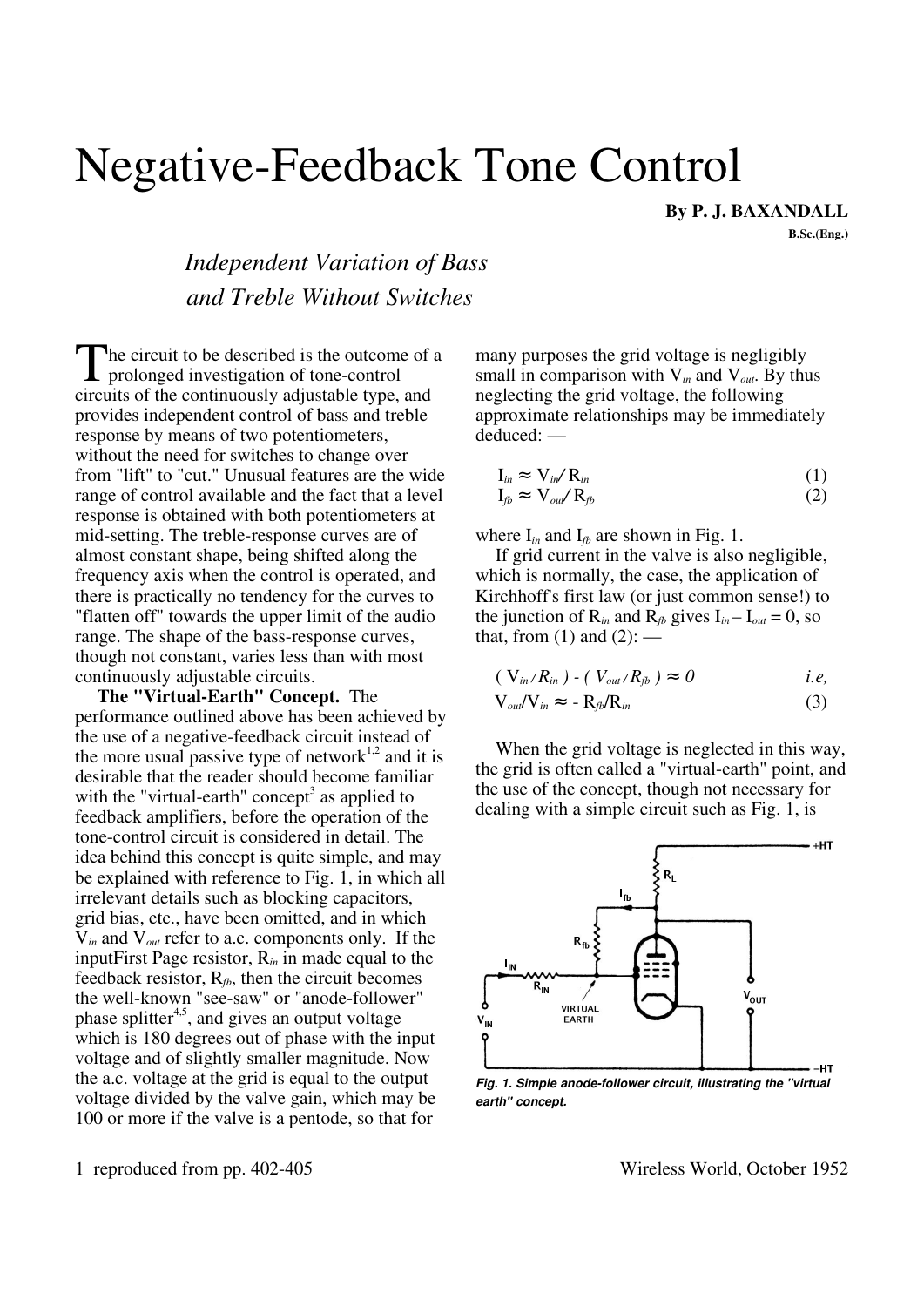# Negative-Feedback Tone Control

**By P. J. BAXANDALL**
**B.Sc.(Eng.)**

*Independent Variation of Bass and Treble Without Switches*

The circuit to be described is the outcome of a prolonged investigation of tone-control circuits of the continuously adjustable type, and provides independent control of bass and treble response by means of two potentiometers, without the need for switches to change over from "lift" to "cut." Unusual features are the wide range of control available and the fact that a level response is obtained with both potentiometers at mid-setting. The treble-response curves are of almost constant shape, being shifted along the frequency axis when the control is operated, and there is practically no tendency for the curves to "flatten off" towards the upper limit of the audio range. The shape of the bass-response curves, though not constant, varies less than with most continuously adjustable circuits.

**The "Virtual-Earth" Concept.** The performance outlined above has been achieved by the use of a negative-feedback circuit instead of the more usual passive type of network[1,2] and it is desirable that the reader should become familiar with the "virtual-earth" concept[3] as applied to feedback amplifiers, before the operation of the tone-control circuit is considered in detail. The idea behind this concept is quite simple, and may be explained with reference to Fig. 1, in which all irrelevant details such as blocking capacitors, grid bias, etc., have been omitted, and in which $V_{in}$ and $V_{out}$ refer to a.c. components only. If the inputFirst Page resistor, $R_{in}$ in made equal to the feedback resistor, $R_{fb}$, then the circuit becomes the well-known "see-saw" or "anode-follower" phase splitter[4,5], and gives an output voltage which is 180 degrees out of phase with the input voltage and of slightly smaller magnitude. Now the a.c. voltage at the grid is equal to the output voltage divided by the valve gain, which may be 100 or more if the valve is a pentode, so that for many purposes the grid voltage is negligibly small in comparison with $V_{in}$ and $V_{out}$. By thus neglecting the grid voltage, the following approximate relationships may be immediately deduced: —

$$I_{in} \approx V_{in} / R_{in} \qquad (1)$$

$$I_{fb} \approx V_{out} / R_{fb} \qquad (2)$$

where $I_{in}$ and $I_{fb}$ are shown in Fig. 1.

If grid current in the valve is also negligible, which is normally, the case, the application of Kirchhoff's first law (or just common sense!) to the junction of $R_{in}$ and $R_{fb}$ gives $I_{in} - I_{out} = 0$, so that, from (1) and (2): —

$$( V_{in} / R_{in} ) - ( V_{out} / R_{fb} ) \approx 0 \qquad i.e,$$

$$V_{out}/V_{in} \approx - R_{fb}/R_{in} \qquad (3)$$

When the grid voltage is neglected in this way, the grid is often called a "virtual-earth" point, and the use of the concept, though not necessary for dealing with a simple circuit such as Fig. 1, is

*Fig. 1. Simple anode-follower circuit, illustrating the "virtual earth" concept.*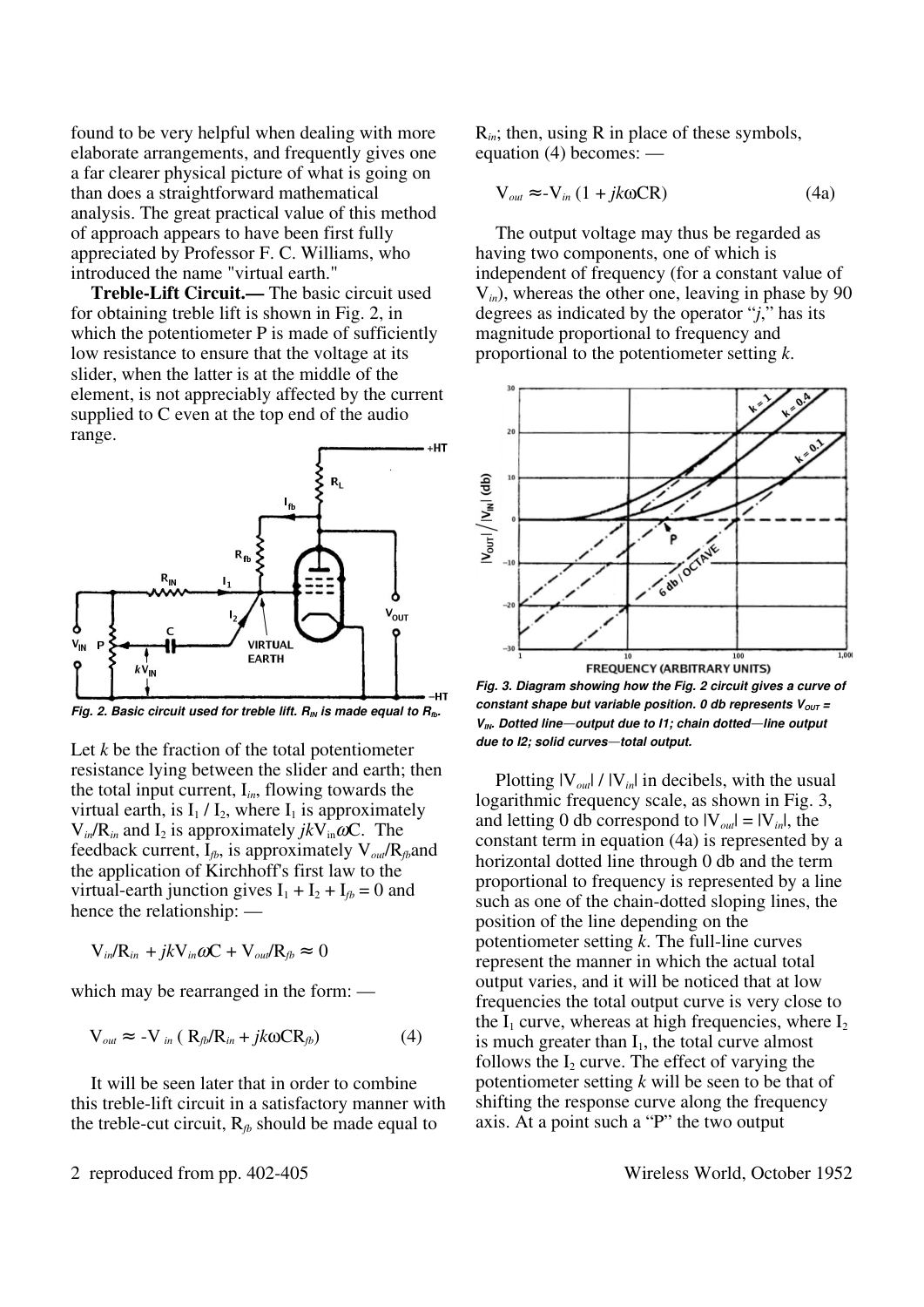found to be very helpful when dealing with more elaborate arrangements, and frequently gives one a far clearer physical picture of what is going on than does a straightforward mathematical analysis. The great practical value of this method of approach appears to have been first fully appreciated by Professor F. C. Williams, who introduced the name "virtual earth."

**Treble-Lift Circuit.—** The basic circuit used for obtaining treble lift is shown in Fig. 2, in which the potentiometer P is made of sufficiently low resistance to ensure that the voltage at its slider, when the latter is at the middle of the element, is not appreciably affected by the current supplied to C even at the top end of the audio range.

*Fig. 2. Basic circuit used for treble lift. $R_{IN}$ is made equal to $R_{fb}$.*

Let $k$ be the fraction of the total potentiometer resistance lying between the slider and earth; then the total input current, $I_{in}$, flowing towards the virtual earth, is $I_1$ / $I_2$, where $I_1$ is approximately $V_{in}/R_{in}$ and $I_2$ is approximately $jkV_{in}\omega C$. The feedback current, $I_{fb}$, is approximately $V_{out}/R_{fb}$ and the application of Kirchhoff's first law to the virtual-earth junction gives $I_1 + I_2 + I_{fb} = 0$ and hence the relationship: —

$$V_{in}/R_{in} + jkV_{in}\omega C + V_{out}/R_{fb} \approx 0$$

which may be rearranged in the form: —

$$V_{out} \approx -V_{in} \left( R_{fb}/R_{in} + jk\omega CR_{fb} \right) \qquad (4)$$

It will be seen later that in order to combine this treble-lift circuit in a satisfactory manner with the treble-cut circuit, $R_{fb}$ should be made equal to $R_{in}$; then, using R in place of these symbols, equation (4) becomes: —

$$V_{out} \approx -V_{in} \left(1 + jk\omega CR\right) \qquad (4a)$$

The output voltage may thus be regarded as having two components, one of which is independent of frequency (for a constant value of $V_{in}$), whereas the other one, leaving in phase by 90 degrees as indicated by the operator "$j$," has its magnitude proportional to frequency and proportional to the potentiometer setting $k$.

**Fig. 3. Diagram showing how the Fig. 2 circuit gives a curve of constant shape but variable position. 0 db represents $V_{OUT} = V_{IN}$. Dotted line—output due to I1; chain dotted—line output due to I2; solid curves—total output.**

Plotting $|V_{out}|$ / $|V_{in}|$ in decibels, with the usual logarithmic frequency scale, as shown in Fig. 3, and letting 0 db correspond to $|V_{out}| = |V_{in}|$, the constant term in equation (4a) is represented by a horizontal dotted line through 0 db and the term proportional to frequency is represented by a line such as one of the chain-dotted sloping lines, the position of the line depending on the potentiometer setting $k$. The full-line curves represent the manner in which the actual total output varies, and it will be noticed that at low frequencies the total output curve is very close to the $I_1$ curve, whereas at high frequencies, where $I_2$ is much greater than $I_1$, the total curve almost follows the $I_2$ curve. The effect of varying the potentiometer setting $k$ will be seen to be that of shifting the response curve along the frequency axis. At a point such a "P" the two output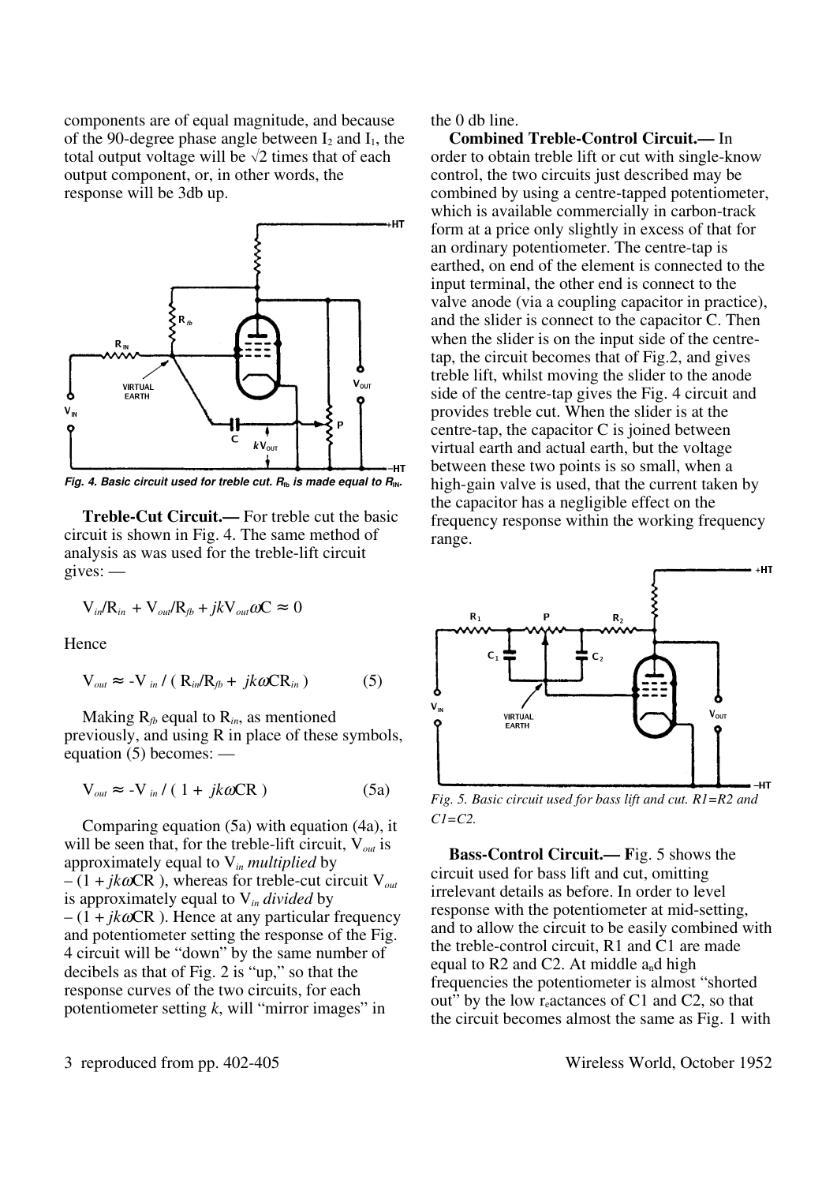components are of equal magnitude, and because of the 90-degree phase angle between $I_2$ and $I_1$, the total output voltage will be √2 times that of each output component, or, in other words, the response will be 3db up.

*Fig. 4. Basic circuit used for treble cut. $R_{fb}$ is made equal to $R_{IN}$.*

**Treble-Cut Circuit.—** For treble cut the basic circuit is shown in Fig. 4. The same method of analysis as was used for the treble-lift circuit gives: —

$$V_{in}/R_{in} + V_{out}/R_{fb} + jkV_{out}\omega C \approx 0$$

Hence

$$V_{out} \approx -V_{in} / ( R_{in}/R_{fb} + jk\omega CR_{in} ) \qquad (5)$$

Making $R_{fb}$ equal to $R_{in}$, as mentioned previously, and using R in place of these symbols, equation (5) becomes: —

$$V_{out} \approx -V_{in} / ( 1 + jk\omega CR ) \qquad (5a)$$

Comparing equation (5a) with equation (4a), it will be seen that, for the treble-lift circuit, $V_{out}$ is approximately equal to $V_{in}$ *multiplied* by $-(1 + jk\omega CR)$, whereas for treble-cut circuit $V_{out}$ is approximately equal to $V_{in}$ *divided* by $-(1 + jk\omega CR)$. Hence at any particular frequency and potentiometer setting the response of the Fig. 4 circuit will be "down" by the same number of decibels as that of Fig. 2 is "up," so that the response curves of the two circuits, for each potentiometer setting *k*, will "mirror images" in the 0 db line.

**Combined Treble-Control Circuit.—** In order to obtain treble lift or cut with single-know control, the two circuits just described may be combined by using a centre-tapped potentiometer, which is available commercially in carbon-track form at a price only slightly in excess of that for an ordinary potentiometer. The centre-tap is earthed, on end of the element is connected to the input terminal, the other end is connect to the valve anode (via a coupling capacitor in practice), and the slider is connect to the capacitor C. Then when the slider is on the input side of the centre-tap, the circuit becomes that of Fig.2, and gives treble lift, whilst moving the slider to the anode side of the centre-tap gives the Fig. 4 circuit and provides treble cut. When the slider is at the centre-tap, the capacitor C is joined between virtual earth and actual earth, but the voltage between these two points is so small, when a high-gain valve is used, that the current taken by the capacitor has a negligible effect on the frequency response within the working frequency range.

*Fig. 5. Basic circuit used for bass lift and cut. R1=R2 and C1=C2.*

**Bass-Control Circuit.—** Fig. 5 shows the circuit used for bass lift and cut, omitting irrelevant details as before. In order to level response with the potentiometer at mid-setting, and to allow the circuit to be easily combined with the treble-control circuit, R1 and C1 are made equal to R2 and C2. At middle and high frequencies the potentiometer is almost "shorted out" by the low reactances of C1 and C2, so that the circuit becomes almost the same as Fig. 1 with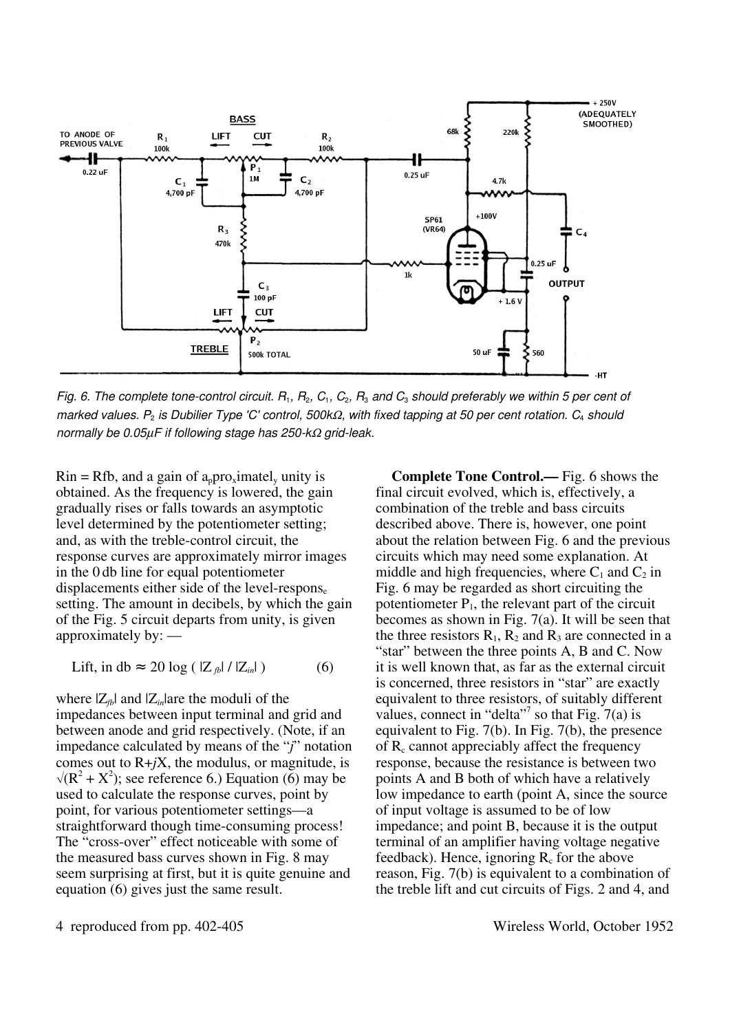*Fig. 6. The complete tone-control circuit. $R_1$, $R_2$, $C_1$, $C_2$, $R_3$ and $C_3$ should preferably we within 5 per cent of marked values. $P_2$ is Dubilier Type 'C' control, 500kΩ, with fixed tapping at 50 per cent rotation. $C_4$ should normally be 0.05µF if following stage has 250-kΩ grid-leak.*

Rin = Rfb, and a gain of approximately unity is obtained. As the frequency is lowered, the gain gradually rises or falls towards an asymptotic level determined by the potentiometer setting; and, as with the treble-control circuit, the response curves are approximately mirror images in the 0 db line for equal potentiometer displacements either side of the level-response setting. The amount in decibels, by which the gain of the Fig. 5 circuit departs from unity, is given approximately by: —

$$\text{Lift, in db} \approx 20 \log ( |Z_{fb}| / |Z_{in}| ) \qquad (6)$$

where $|Z_{fb}|$ and $|Z_{in}|$are the moduli of the impedances between input terminal and grid and between anode and grid respectively. (Note, if an impedance calculated by means of the "*j*" notation comes out to R+*j*X, the modulus, or magnitude, is $\sqrt{(R^2 + X^2)}$; see reference 6.) Equation (6) may be used to calculate the response curves, point by point, for various potentiometer settings—a straightforward though time-consuming process! The "cross-over" effect noticeable with some of the measured bass curves shown in Fig. 8 may seem surprising at first, but it is quite genuine and equation (6) gives just the same result.

**Complete Tone Control.—** Fig. 6 shows the final circuit evolved, which is, effectively, a combination of the treble and bass circuits described above. There is, however, one point about the relation between Fig. 6 and the previous circuits which may need some explanation. At middle and high frequencies, where $C_1$ and $C_2$ in Fig. 6 may be regarded as short circuiting the potentiometer $P_1$, the relevant part of the circuit becomes as shown in Fig. 7(a). It will be seen that the three resistors $R_1$, $R_2$ and $R_3$ are connected in a "star" between the three points A, B and C. Now it is well known that, as far as the external circuit is concerned, three resistors in "star" are exactly equivalent to three resistors, of suitably different values, connect in "delta"[7] so that Fig. 7(a) is equivalent to Fig. 7(b). In Fig. 7(b), the presence of $R_c$ cannot appreciably affect the frequency response, because the resistance is between two points A and B both of which have a relatively low impedance to earth (point A, since the source of input voltage is assumed to be of low impedance; and point B, because it is the output terminal of an amplifier having voltage negative feedback). Hence, ignoring $R_c$ for the above reason, Fig. 7(b) is equivalent to a combination of the treble lift and cut circuits of Figs. 2 and 4, and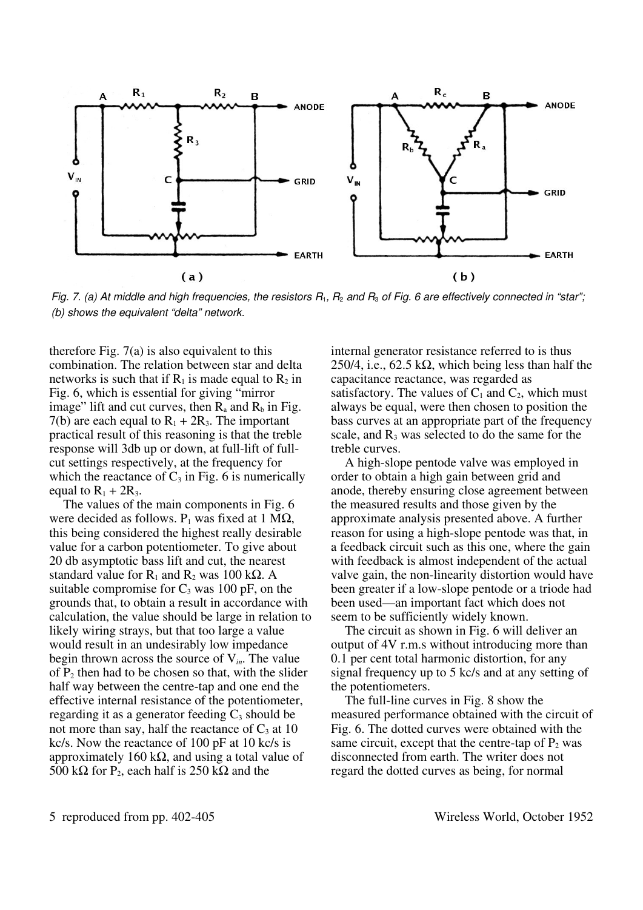*Fig. 7. (a) At middle and high frequencies, the resistors $R_1$, $R_2$ and $R_3$ of Fig. 6 are effectively connected in "star"; (b) shows the equivalent "delta" network.*

therefore Fig. 7(a) is also equivalent to this combination. The relation between star and delta networks is such that if $R_1$ is made equal to $R_2$ in Fig. 6, which is essential for giving "mirror image" lift and cut curves, then $R_a$ and $R_b$ in Fig. 7(b) are each equal to $R_1 + 2R_3$. The important practical result of this reasoning is that the treble response will 3db up or down, at full-lift of full-cut settings respectively, at the frequency for which the reactance of $C_3$ in Fig. 6 is numerically equal to $R_1 + 2R_3$.

The values of the main components in Fig. 6 were decided as follows. $P_1$ was fixed at 1 MΩ, this being considered the highest really desirable value for a carbon potentiometer. To give about 20 db asymptotic bass lift and cut, the nearest standard value for $R_1$ and $R_2$ was 100 kΩ. A suitable compromise for $C_3$ was 100 pF, on the grounds that, to obtain a result in accordance with calculation, the value should be large in relation to likely wiring strays, but that too large a value would result in an undesirably low impedance begin thrown across the source of $V_{in}$. The value of $P_2$ then had to be chosen so that, with the slider half way between the centre-tap and one end the effective internal resistance of the potentiometer, regarding it as a generator feeding $C_3$ should be not more than say, half the reactance of $C_3$ at 10 kc/s. Now the reactance of 100 pF at 10 kc/s is approximately 160 kΩ, and using a total value of 500 kΩ for $P_2$, each half is 250 kΩ and the internal generator resistance referred to is thus 250/4, i.e., 62.5 kΩ, which being less than half the capacitance reactance, was regarded as satisfactory. The values of $C_1$ and $C_2$, which must always be equal, were then chosen to position the bass curves at an appropriate part of the frequency scale, and $R_3$ was selected to do the same for the treble curves.

A high-slope pentode valve was employed in order to obtain a high gain between grid and anode, thereby ensuring close agreement between the measured results and those given by the approximate analysis presented above. A further reason for using a high-slope pentode was that, in a feedback circuit such as this one, where the gain with feedback is almost independent of the actual valve gain, the non-linearity distortion would have been greater if a low-slope pentode or a triode had been used—an important fact which does not seem to be sufficiently widely known.

The circuit as shown in Fig. 6 will deliver an output of 4V r.m.s without introducing more than 0.1 per cent total harmonic distortion, for any signal frequency up to 5 kc/s and at any setting of the potentiometers.

The full-line curves in Fig. 8 show the measured performance obtained with the circuit of Fig. 6. The dotted curves were obtained with the same circuit, except that the centre-tap of $P_2$ was disconnected from earth. The writer does not regard the dotted curves as being, for normal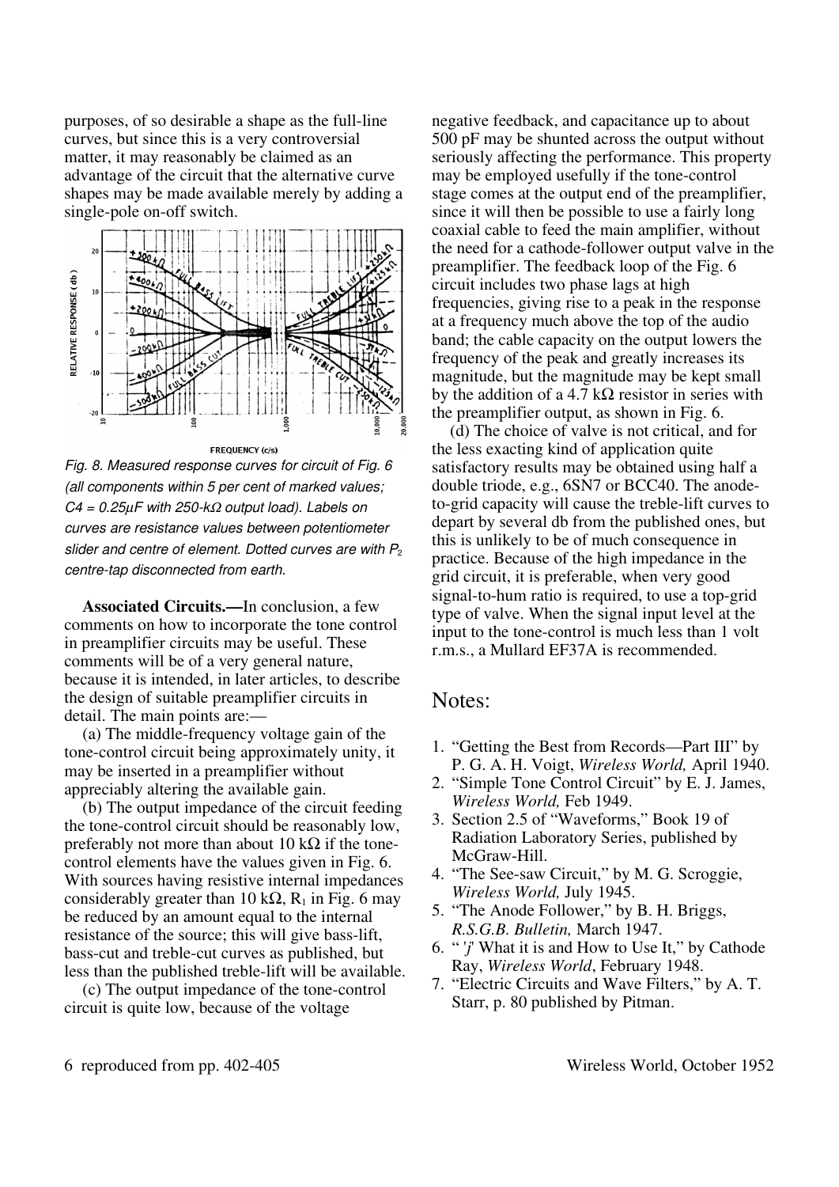purposes, of so desirable a shape as the full-line curves, but since this is a very controversial matter, it may reasonably be claimed as an advantage of the circuit that the alternative curve shapes may be made available merely by adding a single-pole on-off switch.

*Fig. 8. Measured response curves for circuit of Fig. 6 (all components within 5 per cent of marked values; C4 = 0.25μF with 250-kΩ output load). Labels on curves are resistance values between potentiometer slider and centre of element. Dotted curves are with $P_2$ centre-tap disconnected from earth.*

**Associated Circuits.—**In conclusion, a few comments on how to incorporate the tone control in preamplifier circuits may be useful. These comments will be of a very general nature, because it is intended, in later articles, to describe the design of suitable preamplifier circuits in detail. The main points are:—

(a) The middle-frequency voltage gain of the tone-control circuit being approximately unity, it may be inserted in a preamplifier without appreciably altering the available gain.

(b) The output impedance of the circuit feeding the tone-control circuit should be reasonably low, preferably not more than about 10 kΩ if the tone-control elements have the values given in Fig. 6. With sources having resistive internal impedances considerably greater than 10 kΩ, $R_1$ in Fig. 6 may be reduced by an amount equal to the internal resistance of the source; this will give bass-lift, bass-cut and treble-cut curves as published, but less than the published treble-lift will be available.

(c) The output impedance of the tone-control circuit is quite low, because of the voltage negative feedback, and capacitance up to about 500 pF may be shunted across the output without seriously affecting the performance. This property may be employed usefully if the tone-control stage comes at the output end of the preamplifier, since it will then be possible to use a fairly long coaxial cable to feed the main amplifier, without the need for a cathode-follower output valve in the preamplifier. The feedback loop of the Fig. 6 circuit includes two phase lags at high frequencies, giving rise to a peak in the response at a frequency much above the top of the audio band; the cable capacity on the output lowers the frequency of the peak and greatly increases its magnitude, but the magnitude may be kept small by the addition of a 4.7 kΩ resistor in series with the preamplifier output, as shown in Fig. 6.

(d) The choice of valve is not critical, and for the less exacting kind of application quite satisfactory results may be obtained using half a double triode, e.g., 6SN7 or BCC40. The anode-to-grid capacity will cause the treble-lift curves to depart by several db from the published ones, but this is unlikely to be of much consequence in practice. Because of the high impedance in the grid circuit, it is preferable, when very good signal-to-hum ratio is required, to use a top-grid type of valve. When the signal input level at the input to the tone-control is much less than 1 volt r.m.s., a Mullard EF37A is recommended.

## Notes:

1. "Getting the Best from Records—Part III" by P. G. A. H. Voigt, *Wireless World,* April 1940.
2. "Simple Tone Control Circuit" by E. J. James, *Wireless World,* Feb 1949.
3. Section 2.5 of "Waveforms," Book 19 of Radiation Laboratory Series, published by McGraw-Hill.
4. "The See-saw Circuit," by M. G. Scroggie, *Wireless World,* July 1945.
5. "The Anode Follower," by B. H. Briggs, *R.S.G.B. Bulletin,* March 1947.
6. "'*j*' What it is and How to Use It," by Cathode Ray, *Wireless World*, February 1948.
7. "Electric Circuits and Wave Filters," by A. T. Starr, p. 80 published by Pitman.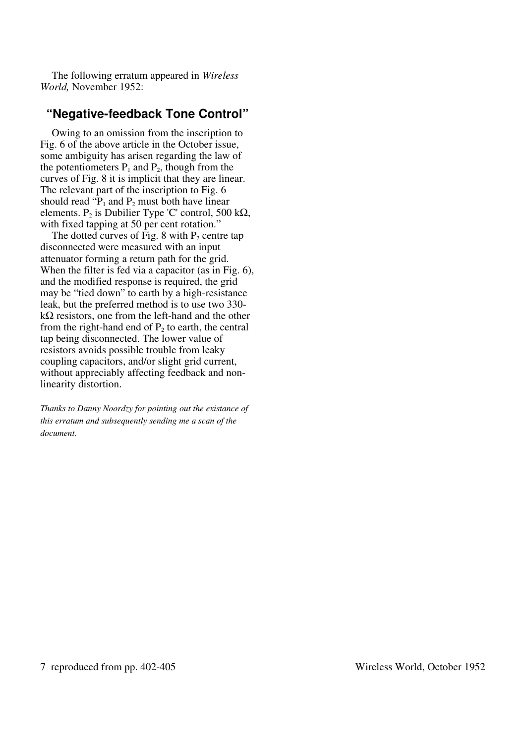The following erratum appeared in *Wireless World,* November 1952:

## "Negative-feedback Tone Control"

Owing to an omission from the inscription to Fig. 6 of the above article in the October issue, some ambiguity has arisen regarding the law of the potentiometers $P_1$ and $P_2$, though from the curves of Fig. 8 it is implicit that they are linear. The relevant part of the inscription to Fig. 6 should read "$P_1$ and $P_2$ must both have linear elements. $P_2$ is Dubilier Type 'C' control, 500 kΩ, with fixed tapping at 50 per cent rotation."

The dotted curves of Fig. 8 with $P_2$ centre tap disconnected were measured with an input attenuator forming a return path for the grid. When the filter is fed via a capacitor (as in Fig. 6), and the modified response is required, the grid may be "tied down" to earth by a high-resistance leak, but the preferred method is to use two 330-kΩ resistors, one from the left-hand and the other from the right-hand end of $P_2$ to earth, the central tap being disconnected. The lower value of resistors avoids possible trouble from leaky coupling capacitors, and/or slight grid current, without appreciably affecting feedback and non-linearity distortion.

*Thanks to Danny Noordzy for pointing out the existance of this erratum and subsequently sending me a scan of the document.*